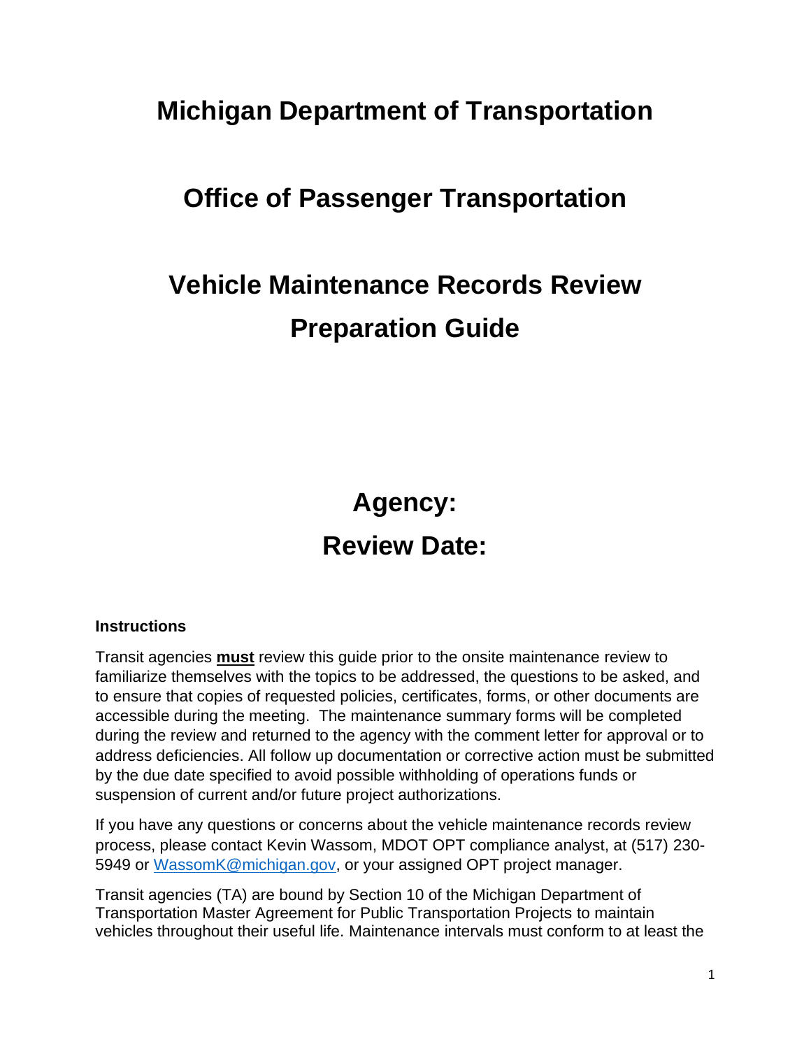# Michigan Department of Transportation

# Office of Passenger Transportation

# Vehicle Maintenance Records Review Preparation Guide

## Agency:

## Review Date:

**Instructions**

Transit agencies **must** review this guide prior to the onsite maintenance review to familiarize themselves with the topics to be addressed, the questions to be asked, and to ensure that copies of requested policies, certificates, forms, or other documents are accessible during the meeting. The maintenance summary forms will be completed during the review and returned to the agency with the comment letter for approval or to address deficiencies. All follow up documentation or corrective action must be submitted by the due date specified to avoid possible withholding of operations funds or suspension of current and/or future project authorizations.

If you have any questions or concerns about the vehicle maintenance records review process, please contact Kevin Wassom, MDOT OPT compliance analyst, at (517) 230-5949 or WassomK@michigan.gov, or your assigned OPT project manager.

Transit agencies (TA) are bound by Section 10 of the Michigan Department of Transportation Master Agreement for Public Transportation Projects to maintain vehicles throughout their useful life. Maintenance intervals must conform to at least the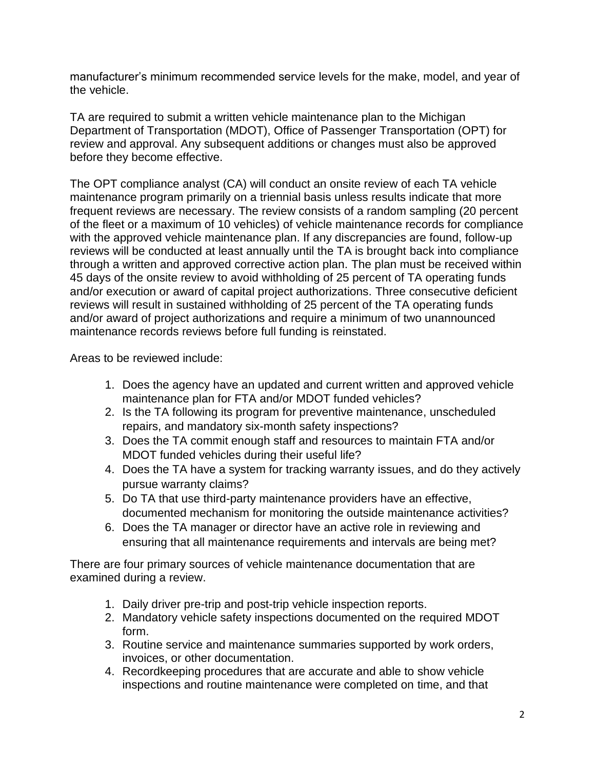manufacturer's minimum recommended service levels for the make, model, and year of the vehicle.

TA are required to submit a written vehicle maintenance plan to the Michigan Department of Transportation (MDOT), Office of Passenger Transportation (OPT) for review and approval. Any subsequent additions or changes must also be approved before they become effective.

The OPT compliance analyst (CA) will conduct an onsite review of each TA vehicle maintenance program primarily on a triennial basis unless results indicate that more frequent reviews are necessary. The review consists of a random sampling (20 percent of the fleet or a maximum of 10 vehicles) of vehicle maintenance records for compliance with the approved vehicle maintenance plan. If any discrepancies are found, follow-up reviews will be conducted at least annually until the TA is brought back into compliance through a written and approved corrective action plan. The plan must be received within 45 days of the onsite review to avoid withholding of 25 percent of TA operating funds and/or execution or award of capital project authorizations. Three consecutive deficient reviews will result in sustained withholding of 25 percent of the TA operating funds and/or award of project authorizations and require a minimum of two unannounced maintenance records reviews before full funding is reinstated.

Areas to be reviewed include:

1. Does the agency have an updated and current written and approved vehicle maintenance plan for FTA and/or MDOT funded vehicles?
2. Is the TA following its program for preventive maintenance, unscheduled repairs, and mandatory six-month safety inspections?
3. Does the TA commit enough staff and resources to maintain FTA and/or MDOT funded vehicles during their useful life?
4. Does the TA have a system for tracking warranty issues, and do they actively pursue warranty claims?
5. Do TA that use third-party maintenance providers have an effective, documented mechanism for monitoring the outside maintenance activities?
6. Does the TA manager or director have an active role in reviewing and ensuring that all maintenance requirements and intervals are being met?

There are four primary sources of vehicle maintenance documentation that are examined during a review.

1. Daily driver pre-trip and post-trip vehicle inspection reports.
2. Mandatory vehicle safety inspections documented on the required MDOT form.
3. Routine service and maintenance summaries supported by work orders, invoices, or other documentation.
4. Recordkeeping procedures that are accurate and able to show vehicle inspections and routine maintenance were completed on time, and that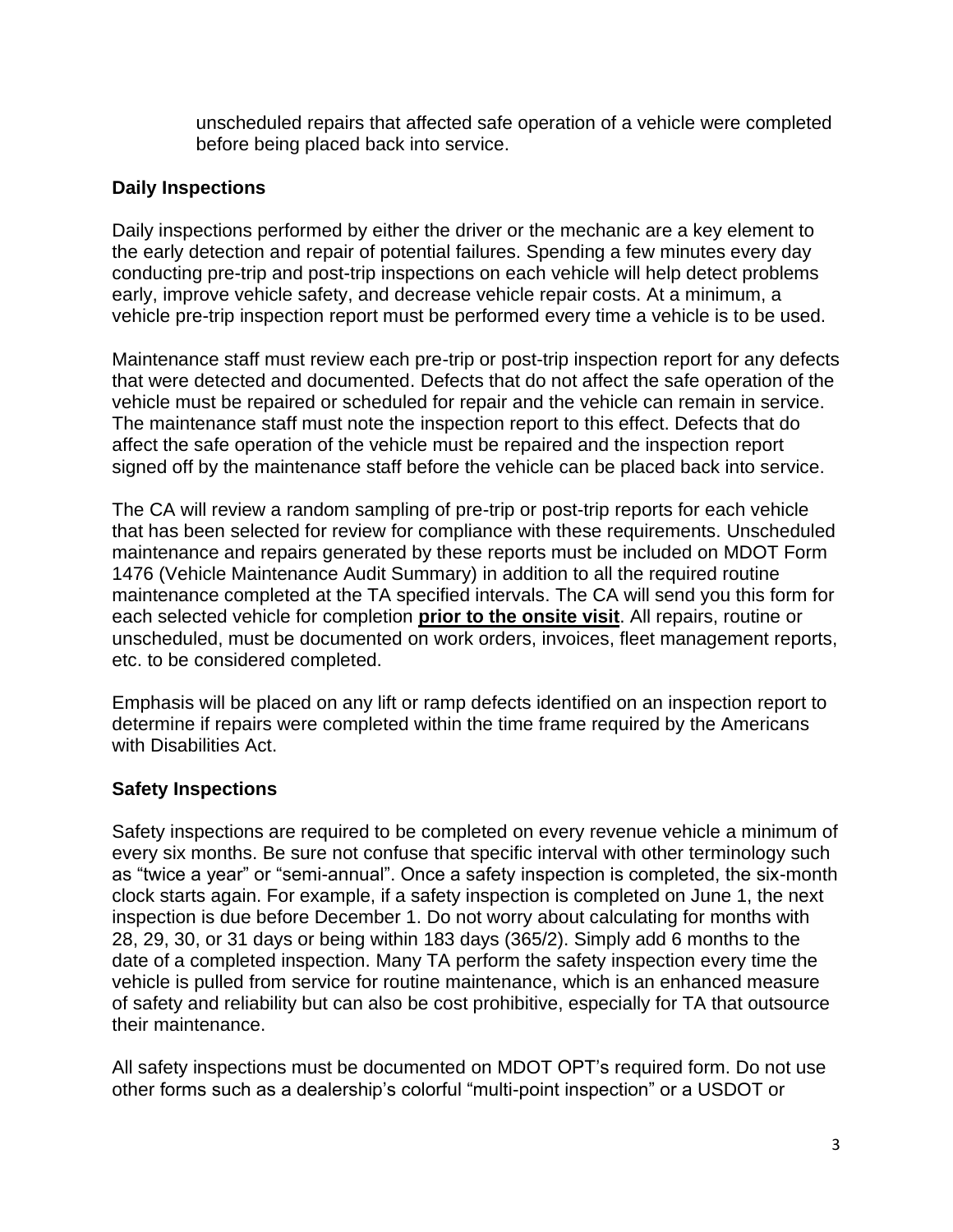unscheduled repairs that affected safe operation of a vehicle were completed before being placed back into service.

### Daily Inspections

Daily inspections performed by either the driver or the mechanic are a key element to the early detection and repair of potential failures. Spending a few minutes every day conducting pre-trip and post-trip inspections on each vehicle will help detect problems early, improve vehicle safety, and decrease vehicle repair costs. At a minimum, a vehicle pre-trip inspection report must be performed every time a vehicle is to be used.

Maintenance staff must review each pre-trip or post-trip inspection report for any defects that were detected and documented. Defects that do not affect the safe operation of the vehicle must be repaired or scheduled for repair and the vehicle can remain in service. The maintenance staff must note the inspection report to this effect. Defects that do affect the safe operation of the vehicle must be repaired and the inspection report signed off by the maintenance staff before the vehicle can be placed back into service.

The CA will review a random sampling of pre-trip or post-trip reports for each vehicle that has been selected for review for compliance with these requirements. Unscheduled maintenance and repairs generated by these reports must be included on MDOT Form 1476 (Vehicle Maintenance Audit Summary) in addition to all the required routine maintenance completed at the TA specified intervals. The CA will send you this form for each selected vehicle for completion **prior to the onsite visit**. All repairs, routine or unscheduled, must be documented on work orders, invoices, fleet management reports, etc. to be considered completed.

Emphasis will be placed on any lift or ramp defects identified on an inspection report to determine if repairs were completed within the time frame required by the Americans with Disabilities Act.

### Safety Inspections

Safety inspections are required to be completed on every revenue vehicle a minimum of every six months. Be sure not confuse that specific interval with other terminology such as “twice a year” or “semi-annual”. Once a safety inspection is completed, the six-month clock starts again. For example, if a safety inspection is completed on June 1, the next inspection is due before December 1. Do not worry about calculating for months with 28, 29, 30, or 31 days or being within 183 days (365/2). Simply add 6 months to the date of a completed inspection. Many TA perform the safety inspection every time the vehicle is pulled from service for routine maintenance, which is an enhanced measure of safety and reliability but can also be cost prohibitive, especially for TA that outsource their maintenance.

All safety inspections must be documented on MDOT OPT’s required form. Do not use other forms such as a dealership’s colorful “multi-point inspection” or a USDOT or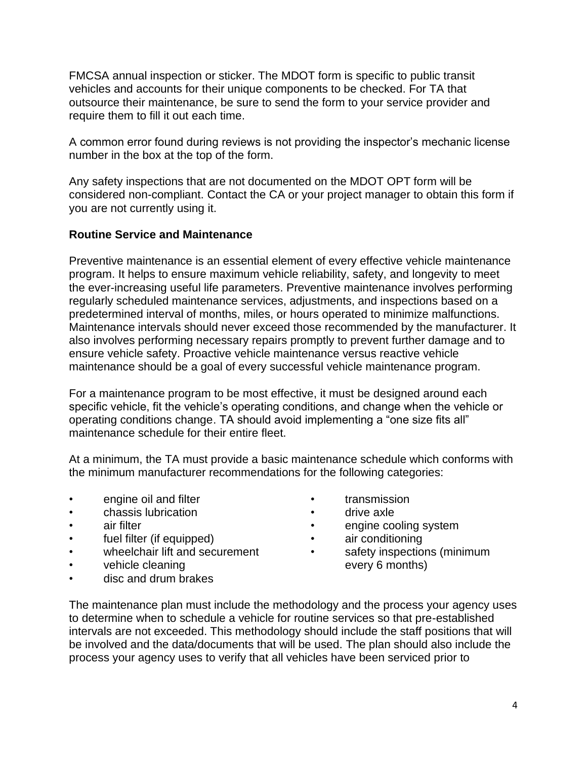FMCSA annual inspection or sticker. The MDOT form is specific to public transit vehicles and accounts for their unique components to be checked. For TA that outsource their maintenance, be sure to send the form to your service provider and require them to fill it out each time.

A common error found during reviews is not providing the inspector's mechanic license number in the box at the top of the form.

Any safety inspections that are not documented on the MDOT OPT form will be considered non-compliant. Contact the CA or your project manager to obtain this form if you are not currently using it.

**Routine Service and Maintenance**

Preventive maintenance is an essential element of every effective vehicle maintenance program. It helps to ensure maximum vehicle reliability, safety, and longevity to meet the ever-increasing useful life parameters. Preventive maintenance involves performing regularly scheduled maintenance services, adjustments, and inspections based on a predetermined interval of months, miles, or hours operated to minimize malfunctions. Maintenance intervals should never exceed those recommended by the manufacturer. It also involves performing necessary repairs promptly to prevent further damage and to ensure vehicle safety. Proactive vehicle maintenance versus reactive vehicle maintenance should be a goal of every successful vehicle maintenance program.

For a maintenance program to be most effective, it must be designed around each specific vehicle, fit the vehicle's operating conditions, and change when the vehicle or operating conditions change. TA should avoid implementing a "one size fits all" maintenance schedule for their entire fleet.

At a minimum, the TA must provide a basic maintenance schedule which conforms with the minimum manufacturer recommendations for the following categories:

- engine oil and filter
- chassis lubrication
- air filter
- fuel filter (if equipped)
- wheelchair lift and securement
- vehicle cleaning
- disc and drum brakes
- transmission
- drive axle
- engine cooling system
- air conditioning
- safety inspections (minimum every 6 months)

The maintenance plan must include the methodology and the process your agency uses to determine when to schedule a vehicle for routine services so that pre-established intervals are not exceeded. This methodology should include the staff positions that will be involved and the data/documents that will be used. The plan should also include the process your agency uses to verify that all vehicles have been serviced prior to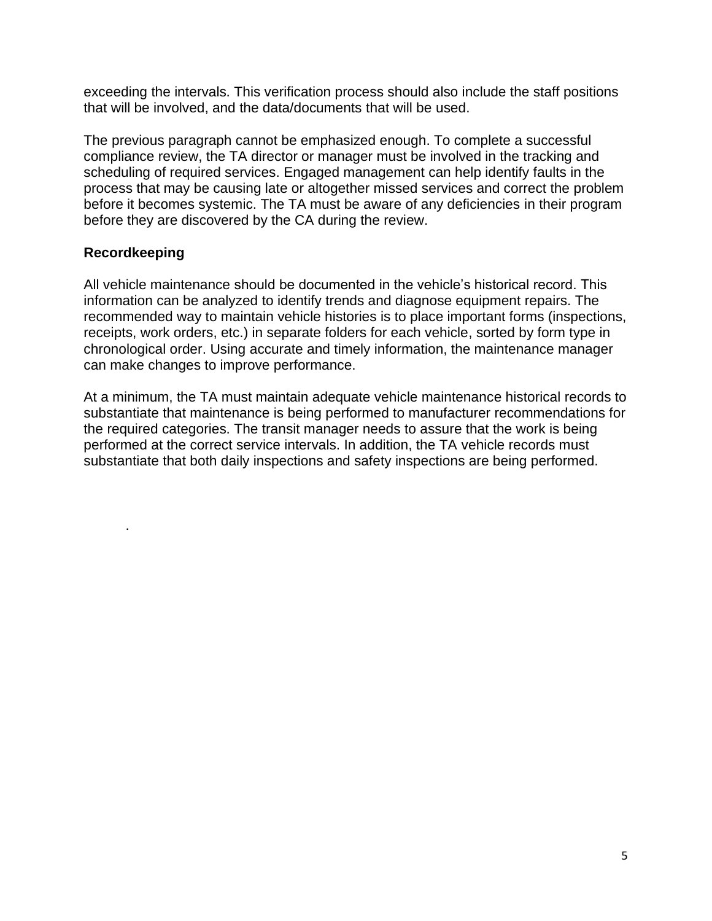exceeding the intervals. This verification process should also include the staff positions that will be involved, and the data/documents that will be used.

The previous paragraph cannot be emphasized enough. To complete a successful compliance review, the TA director or manager must be involved in the tracking and scheduling of required services. Engaged management can help identify faults in the process that may be causing late or altogether missed services and correct the problem before it becomes systemic. The TA must be aware of any deficiencies in their program before they are discovered by the CA during the review.

## Recordkeeping

All vehicle maintenance should be documented in the vehicle's historical record. This information can be analyzed to identify trends and diagnose equipment repairs. The recommended way to maintain vehicle histories is to place important forms (inspections, receipts, work orders, etc.) in separate folders for each vehicle, sorted by form type in chronological order. Using accurate and timely information, the maintenance manager can make changes to improve performance.

At a minimum, the TA must maintain adequate vehicle maintenance historical records to substantiate that maintenance is being performed to manufacturer recommendations for the required categories. The transit manager needs to assure that the work is being performed at the correct service intervals. In addition, the TA vehicle records must substantiate that both daily inspections and safety inspections are being performed.